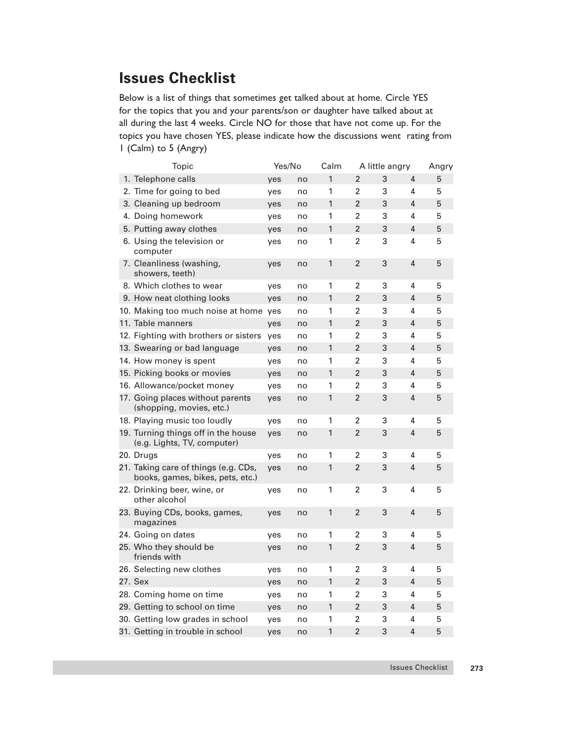# Issues Checklist

Below is a list of things that sometimes get talked about at home. Circle YES for the topics that you and your parents/son or daughter have talked about at all during the last 4 weeks. Circle NO for those that have not come up. For the topics you have chosen YES, please indicate how the discussions went rating from 1 (Calm) to 5 (Angry)

| Topic | Yes/No | | Calm | | A little angry | | Angry |
|---|---|---|---|---|---|---|---|
| 1. Telephone calls | yes | no | 1 | 2 | 3 | 4 | 5 |
| 2. Time for going to bed | yes | no | 1 | 2 | 3 | 4 | 5 |
| 3. Cleaning up bedroom | yes | no | 1 | 2 | 3 | 4 | 5 |
| 4. Doing homework | yes | no | 1 | 2 | 3 | 4 | 5 |
| 5. Putting away clothes | yes | no | 1 | 2 | 3 | 4 | 5 |
| 6. Using the television or computer | yes | no | 1 | 2 | 3 | 4 | 5 |
| 7. Cleanliness (washing, showers, teeth) | yes | no | 1 | 2 | 3 | 4 | 5 |
| 8. Which clothes to wear | yes | no | 1 | 2 | 3 | 4 | 5 |
| 9. How neat clothing looks | yes | no | 1 | 2 | 3 | 4 | 5 |
| 10. Making too much noise at home | yes | no | 1 | 2 | 3 | 4 | 5 |
| 11. Table manners | yes | no | 1 | 2 | 3 | 4 | 5 |
| 12. Fighting with brothers or sisters | yes | no | 1 | 2 | 3 | 4 | 5 |
| 13. Swearing or bad language | yes | no | 1 | 2 | 3 | 4 | 5 |
| 14. How money is spent | yes | no | 1 | 2 | 3 | 4 | 5 |
| 15. Picking books or movies | yes | no | 1 | 2 | 3 | 4 | 5 |
| 16. Allowance/pocket money | yes | no | 1 | 2 | 3 | 4 | 5 |
| 17. Going places without parents (shopping, movies, etc.) | yes | no | 1 | 2 | 3 | 4 | 5 |
| 18. Playing music too loudly | yes | no | 1 | 2 | 3 | 4 | 5 |
| 19. Turning things off in the house (e.g. Lights, TV, computer) | yes | no | 1 | 2 | 3 | 4 | 5 |
| 20. Drugs | yes | no | 1 | 2 | 3 | 4 | 5 |
| 21. Taking care of things (e.g. CDs, books, games, bikes, pets, etc.) | yes | no | 1 | 2 | 3 | 4 | 5 |
| 22. Drinking beer, wine, or other alcohol | yes | no | 1 | 2 | 3 | 4 | 5 |
| 23. Buying CDs, books, games, magazines | yes | no | 1 | 2 | 3 | 4 | 5 |
| 24. Going on dates | yes | no | 1 | 2 | 3 | 4 | 5 |
| 25. Who they should be friends with | yes | no | 1 | 2 | 3 | 4 | 5 |
| 26. Selecting new clothes | yes | no | 1 | 2 | 3 | 4 | 5 |
| 27. Sex | yes | no | 1 | 2 | 3 | 4 | 5 |
| 28. Coming home on time | yes | no | 1 | 2 | 3 | 4 | 5 |
| 29. Getting to school on time | yes | no | 1 | 2 | 3 | 4 | 5 |
| 30. Getting low grades in school | yes | no | 1 | 2 | 3 | 4 | 5 |
| 31. Getting in trouble in school | yes | no | 1 | 2 | 3 | 4 | 5 |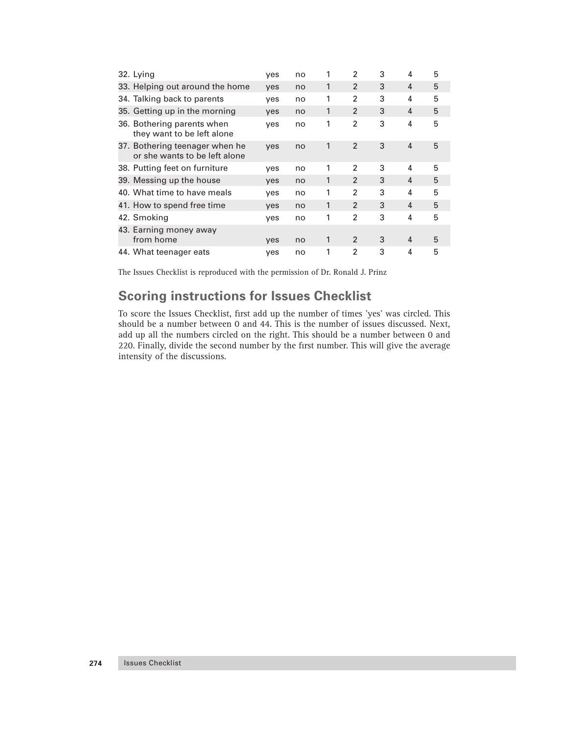| | | | | | | | |
|---|---|---|---|---|---|---|---|
| 32. Lying | yes | no | 1 | 2 | 3 | 4 | 5 |
| 33. Helping out around the home | yes | no | 1 | 2 | 3 | 4 | 5 |
| 34. Talking back to parents | yes | no | 1 | 2 | 3 | 4 | 5 |
| 35. Getting up in the morning | yes | no | 1 | 2 | 3 | 4 | 5 |
| 36. Bothering parents when they want to be left alone | yes | no | 1 | 2 | 3 | 4 | 5 |
| 37. Bothering teenager when he or she wants to be left alone | yes | no | 1 | 2 | 3 | 4 | 5 |
| 38. Putting feet on furniture | yes | no | 1 | 2 | 3 | 4 | 5 |
| 39. Messing up the house | yes | no | 1 | 2 | 3 | 4 | 5 |
| 40. What time to have meals | yes | no | 1 | 2 | 3 | 4 | 5 |
| 41. How to spend free time | yes | no | 1 | 2 | 3 | 4 | 5 |
| 42. Smoking | yes | no | 1 | 2 | 3 | 4 | 5 |
| 43. Earning money away from home | yes | no | 1 | 2 | 3 | 4 | 5 |
| 44. What teenager eats | yes | no | 1 | 2 | 3 | 4 | 5 |

The Issues Checklist is reproduced with the permission of Dr. Ronald J. Prinz

## Scoring instructions for Issues Checklist

To score the Issues Checklist, first add up the number of times 'yes' was circled. This should be a number between 0 and 44. This is the number of issues discussed. Next, add up all the numbers circled on the right. This should be a number between 0 and 220. Finally, divide the second number by the first number. This will give the average intensity of the discussions.